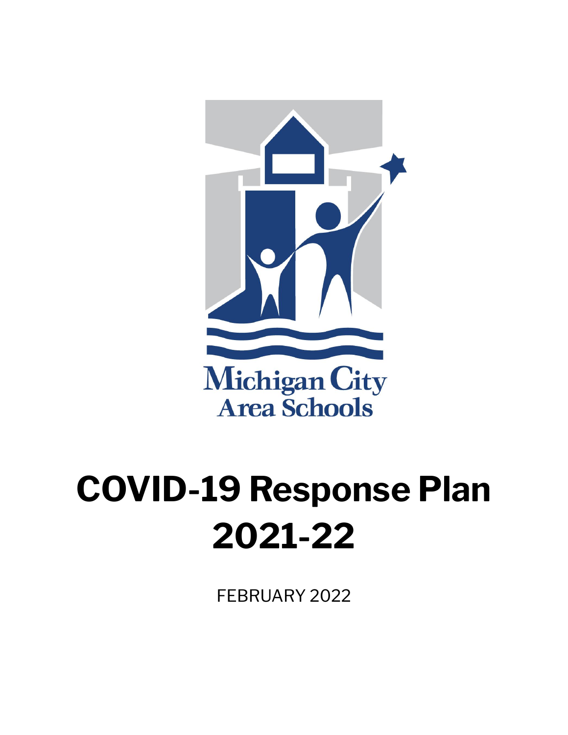Michigan City Area Schools

# COVID-19 Response Plan 2021-22

FEBRUARY 2022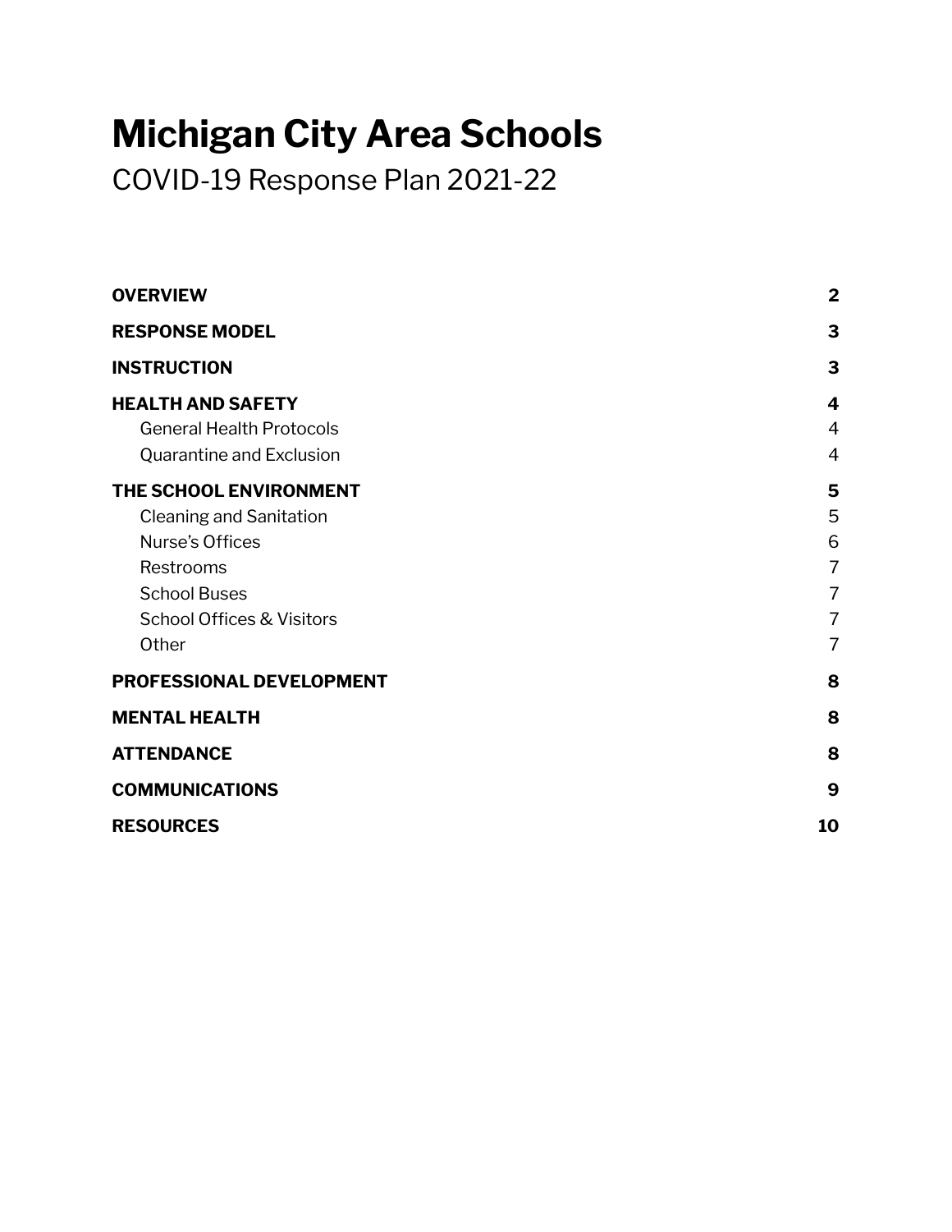# Michigan City Area Schools

COVID-19 Response Plan 2021-22

| | |
|---|---|
| **OVERVIEW** | **2** |
| **RESPONSE MODEL** | **3** |
| **INSTRUCTION** | **3** |
| **HEALTH AND SAFETY** | **4** |
| General Health Protocols | 4 |
| Quarantine and Exclusion | 4 |
| **THE SCHOOL ENVIRONMENT** | **5** |
| Cleaning and Sanitation | 5 |
| Nurse's Offices | 6 |
| Restrooms | 7 |
| School Buses | 7 |
| School Offices & Visitors | 7 |
| Other | 7 |
| **PROFESSIONAL DEVELOPMENT** | **8** |
| **MENTAL HEALTH** | **8** |
| **ATTENDANCE** | **8** |
| **COMMUNICATIONS** | **9** |
| **RESOURCES** | **10** |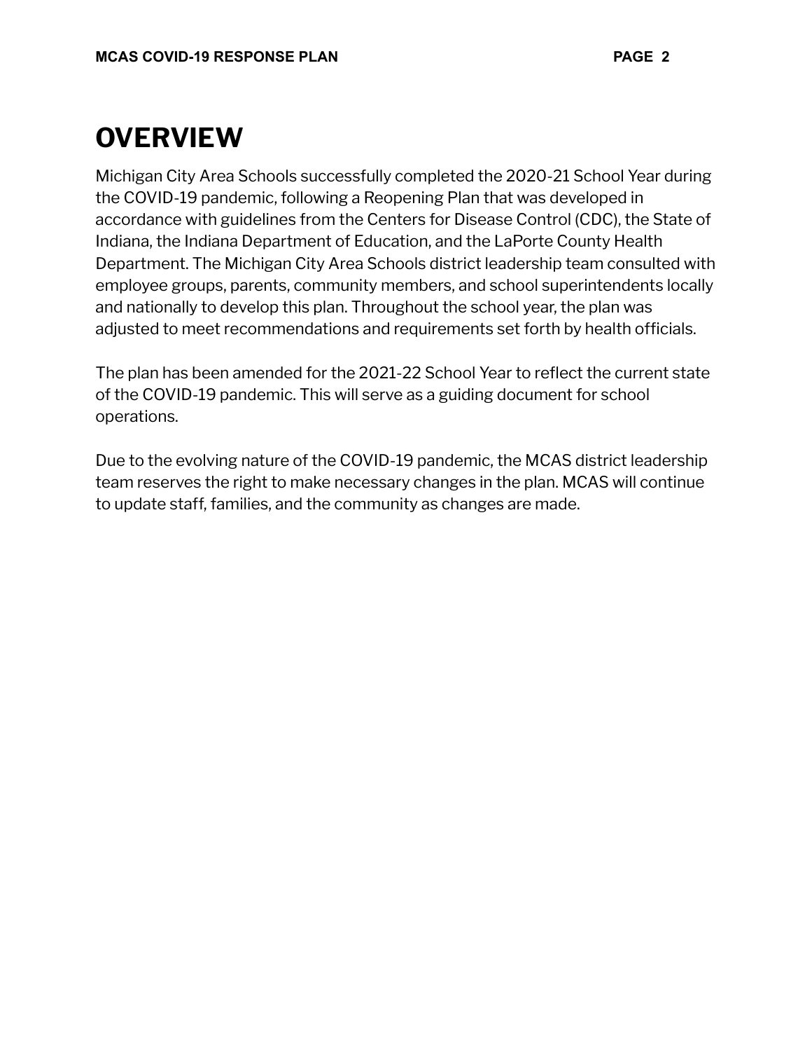# OVERVIEW

Michigan City Area Schools successfully completed the 2020-21 School Year during the COVID-19 pandemic, following a Reopening Plan that was developed in accordance with guidelines from the Centers for Disease Control (CDC), the State of Indiana, the Indiana Department of Education, and the LaPorte County Health Department. The Michigan City Area Schools district leadership team consulted with employee groups, parents, community members, and school superintendents locally and nationally to develop this plan. Throughout the school year, the plan was adjusted to meet recommendations and requirements set forth by health officials.

The plan has been amended for the 2021-22 School Year to reflect the current state of the COVID-19 pandemic. This will serve as a guiding document for school operations.

Due to the evolving nature of the COVID-19 pandemic, the MCAS district leadership team reserves the right to make necessary changes in the plan. MCAS will continue to update staff, families, and the community as changes are made.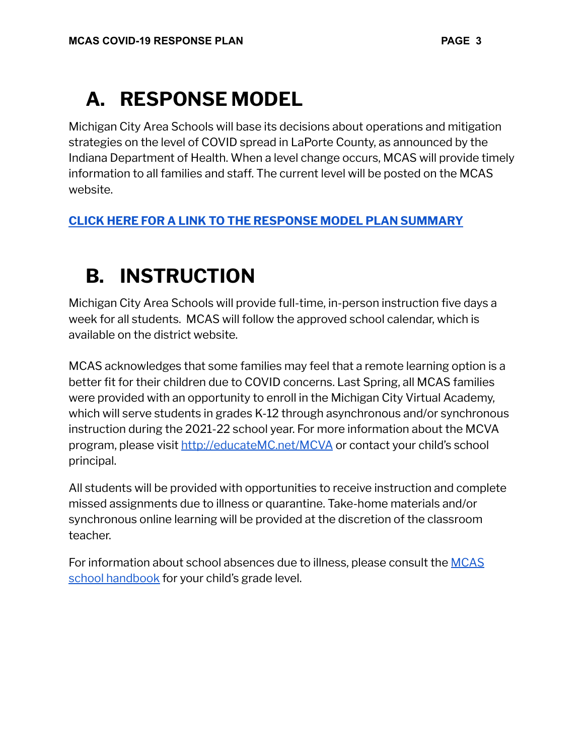# A. RESPONSE MODEL

Michigan City Area Schools will base its decisions about operations and mitigation strategies on the level of COVID spread in LaPorte County, as announced by the Indiana Department of Health. When a level change occurs, MCAS will provide timely information to all families and staff. The current level will be posted on the MCAS website.

**CLICK HERE FOR A LINK TO THE RESPONSE MODEL PLAN SUMMARY**

# B. INSTRUCTION

Michigan City Area Schools will provide full-time, in-person instruction five days a week for all students. MCAS will follow the approved school calendar, which is available on the district website.

MCAS acknowledges that some families may feel that a remote learning option is a better fit for their children due to COVID concerns. Last Spring, all MCAS families were provided with an opportunity to enroll in the Michigan City Virtual Academy, which will serve students in grades K-12 through asynchronous and/or synchronous instruction during the 2021-22 school year. For more information about the MCVA program, please visit http://educateMC.net/MCVA or contact your child's school principal.

All students will be provided with opportunities to receive instruction and complete missed assignments due to illness or quarantine. Take-home materials and/or synchronous online learning will be provided at the discretion of the classroom teacher.

For information about school absences due to illness, please consult the MCAS school handbook for your child's grade level.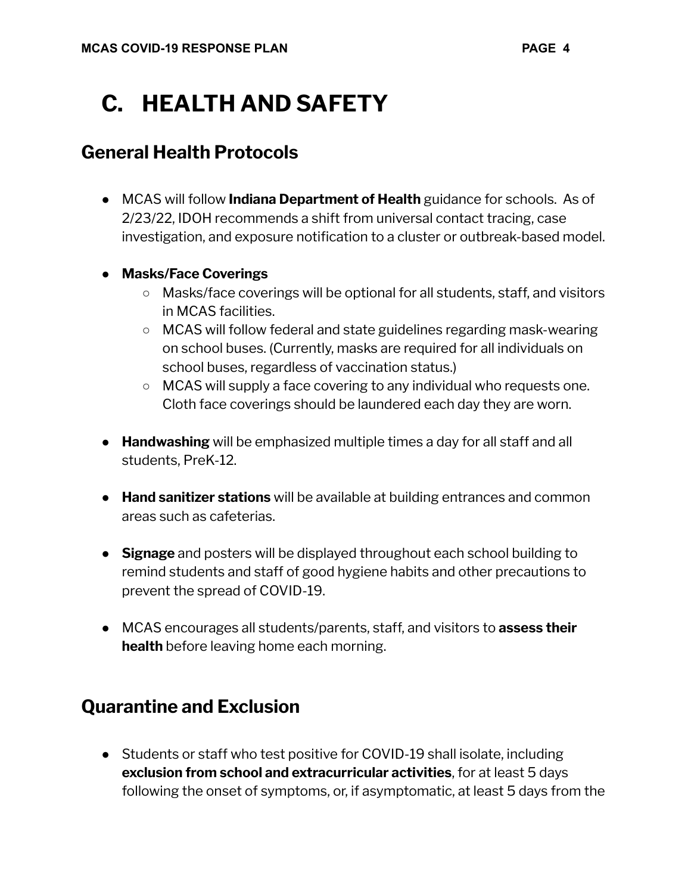# C. HEALTH AND SAFETY

## General Health Protocols

- MCAS will follow **Indiana Department of Health** guidance for schools. As of 2/23/22, IDOH recommends a shift from universal contact tracing, case investigation, and exposure notification to a cluster or outbreak-based model.

- **Masks/Face Coverings**
  - Masks/face coverings will be optional for all students, staff, and visitors in MCAS facilities.
  - MCAS will follow federal and state guidelines regarding mask-wearing on school buses. (Currently, masks are required for all individuals on school buses, regardless of vaccination status.)
  - MCAS will supply a face covering to any individual who requests one. Cloth face coverings should be laundered each day they are worn.

- **Handwashing** will be emphasized multiple times a day for all staff and all students, PreK-12.

- **Hand sanitizer stations** will be available at building entrances and common areas such as cafeterias.

- **Signage** and posters will be displayed throughout each school building to remind students and staff of good hygiene habits and other precautions to prevent the spread of COVID-19.

- MCAS encourages all students/parents, staff, and visitors to **assess their health** before leaving home each morning.

## Quarantine and Exclusion

- Students or staff who test positive for COVID-19 shall isolate, including **exclusion from school and extracurricular activities**, for at least 5 days following the onset of symptoms, or, if asymptomatic, at least 5 days from the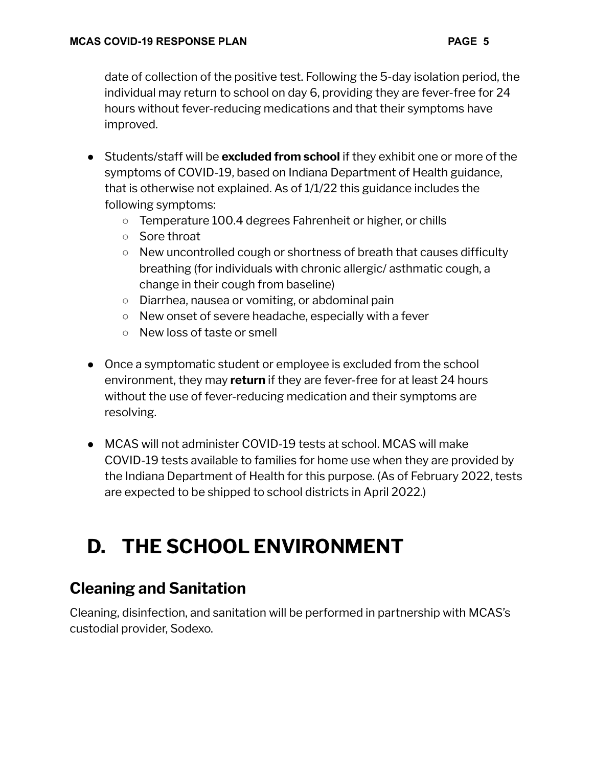date of collection of the positive test. Following the 5-day isolation period, the individual may return to school on day 6, providing they are fever-free for 24 hours without fever-reducing medications and that their symptoms have improved.

- Students/staff will be **excluded from school** if they exhibit one or more of the symptoms of COVID-19, based on Indiana Department of Health guidance, that is otherwise not explained. As of 1/1/22 this guidance includes the following symptoms:
  - Temperature 100.4 degrees Fahrenheit or higher, or chills
  - Sore throat
  - New uncontrolled cough or shortness of breath that causes difficulty breathing (for individuals with chronic allergic/ asthmatic cough, a change in their cough from baseline)
  - Diarrhea, nausea or vomiting, or abdominal pain
  - New onset of severe headache, especially with a fever
  - New loss of taste or smell

- Once a symptomatic student or employee is excluded from the school environment, they may **return** if they are fever-free for at least 24 hours without the use of fever-reducing medication and their symptoms are resolving.

- MCAS will not administer COVID-19 tests at school. MCAS will make COVID-19 tests available to families for home use when they are provided by the Indiana Department of Health for this purpose. (As of February 2022, tests are expected to be shipped to school districts in April 2022.)

# D. THE SCHOOL ENVIRONMENT

## Cleaning and Sanitation

Cleaning, disinfection, and sanitation will be performed in partnership with MCAS's custodial provider, Sodexo.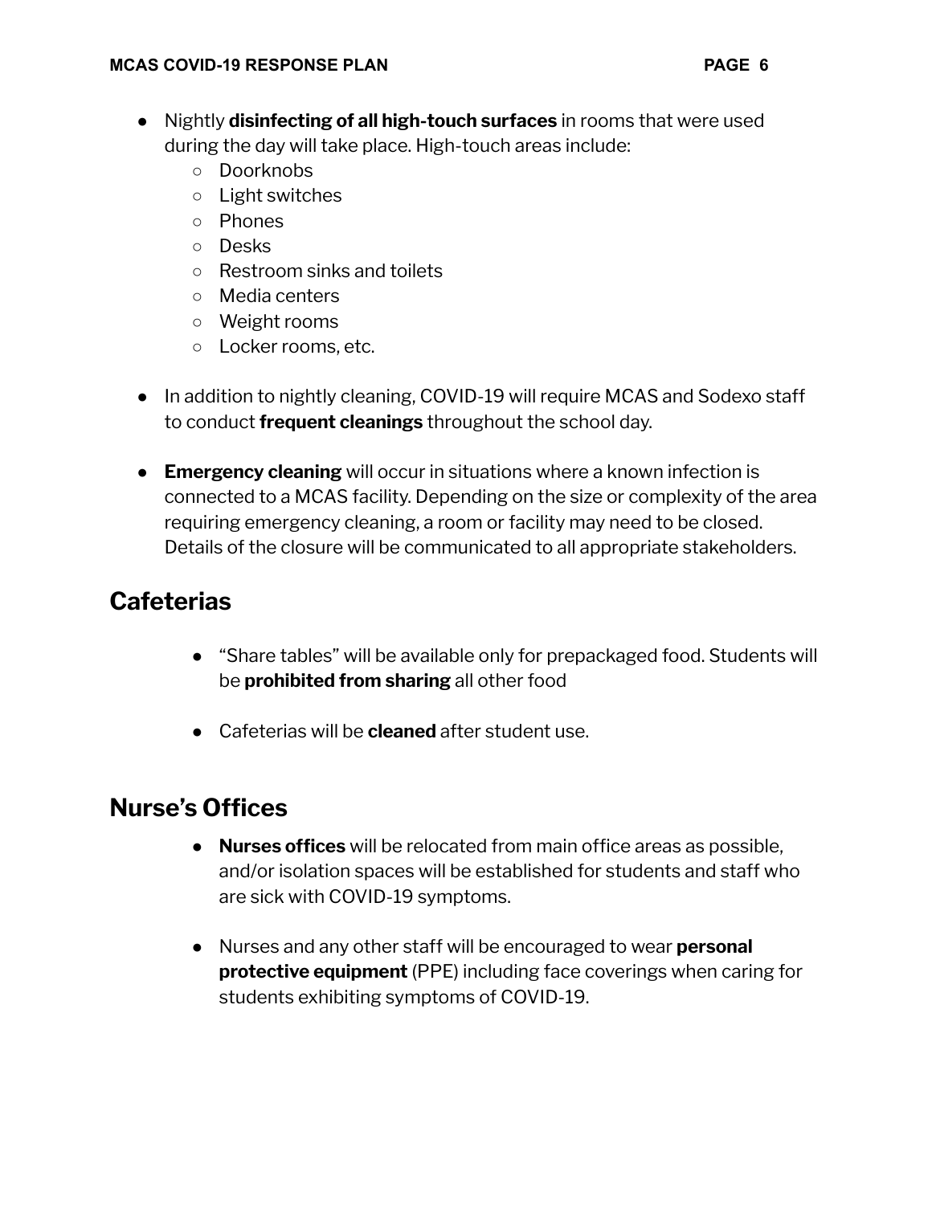- Nightly **disinfecting of all high-touch surfaces** in rooms that were used during the day will take place. High-touch areas include:
    - Doorknobs
    - Light switches
    - Phones
    - Desks
    - Restroom sinks and toilets
    - Media centers
    - Weight rooms
    - Locker rooms, etc.

- In addition to nightly cleaning, COVID-19 will require MCAS and Sodexo staff to conduct **frequent cleanings** throughout the school day.

- **Emergency cleaning** will occur in situations where a known infection is connected to a MCAS facility. Depending on the size or complexity of the area requiring emergency cleaning, a room or facility may need to be closed. Details of the closure will be communicated to all appropriate stakeholders.

## Cafeterias

- "Share tables" will be available only for prepackaged food. Students will be **prohibited from sharing** all other food

- Cafeterias will be **cleaned** after student use.

## Nurse's Offices

- **Nurses offices** will be relocated from main office areas as possible, and/or isolation spaces will be established for students and staff who are sick with COVID-19 symptoms.

- Nurses and any other staff will be encouraged to wear **personal protective equipment** (PPE) including face coverings when caring for students exhibiting symptoms of COVID-19.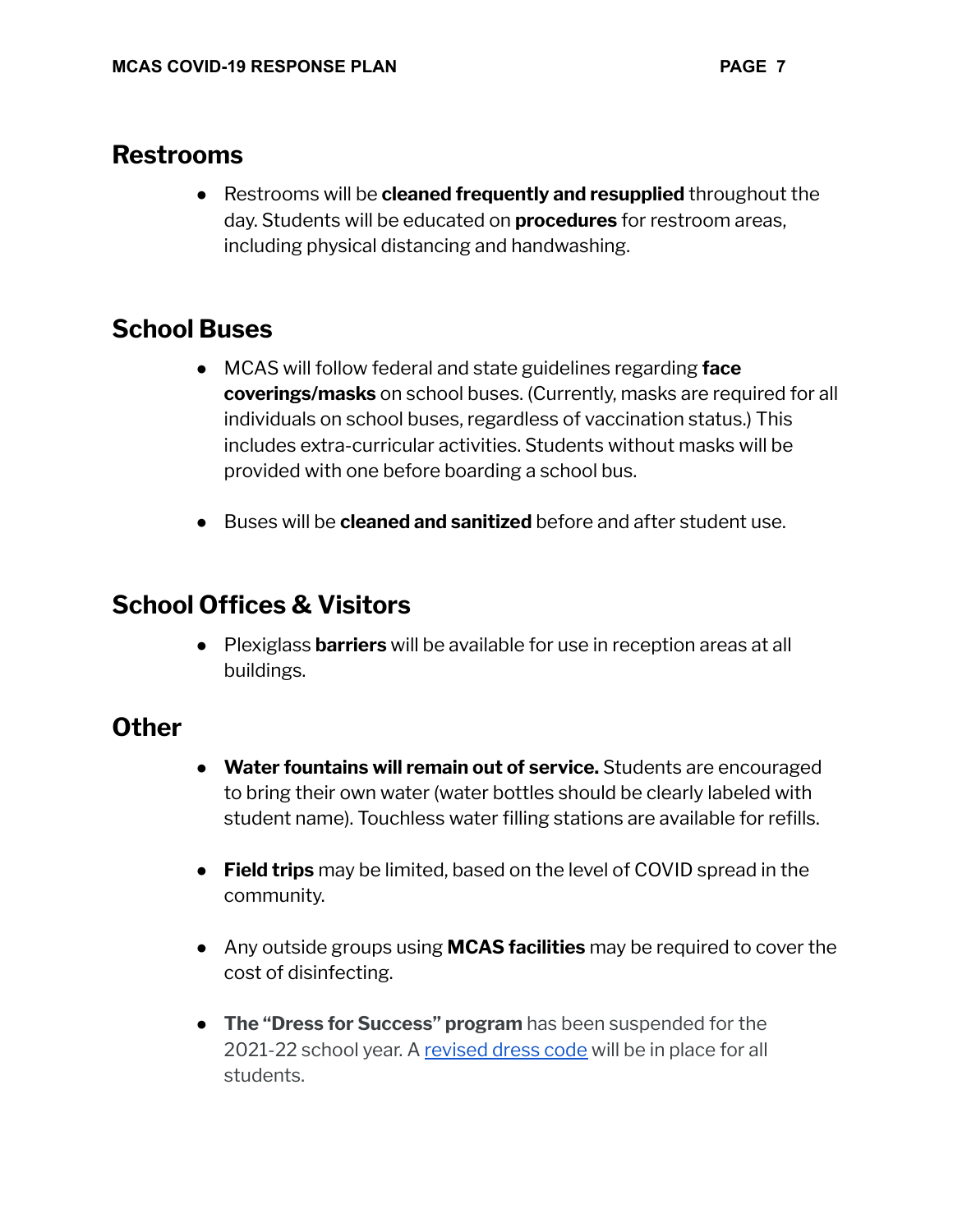## Restrooms

- Restrooms will be **cleaned frequently and resupplied** throughout the day. Students will be educated on **procedures** for restroom areas, including physical distancing and handwashing.

## School Buses

- MCAS will follow federal and state guidelines regarding **face coverings/masks** on school buses. (Currently, masks are required for all individuals on school buses, regardless of vaccination status.) This includes extra-curricular activities. Students without masks will be provided with one before boarding a school bus.

- Buses will be **cleaned and sanitized** before and after student use.

## School Offices & Visitors

- Plexiglass **barriers** will be available for use in reception areas at all buildings.

## Other

- **Water fountains will remain out of service.** Students are encouraged to bring their own water (water bottles should be clearly labeled with student name). Touchless water filling stations are available for refills.

- **Field trips** may be limited, based on the level of COVID spread in the community.

- Any outside groups using **MCAS facilities** may be required to cover the cost of disinfecting.

- **The "Dress for Success" program** has been suspended for the 2021-22 school year. A revised dress code will be in place for all students.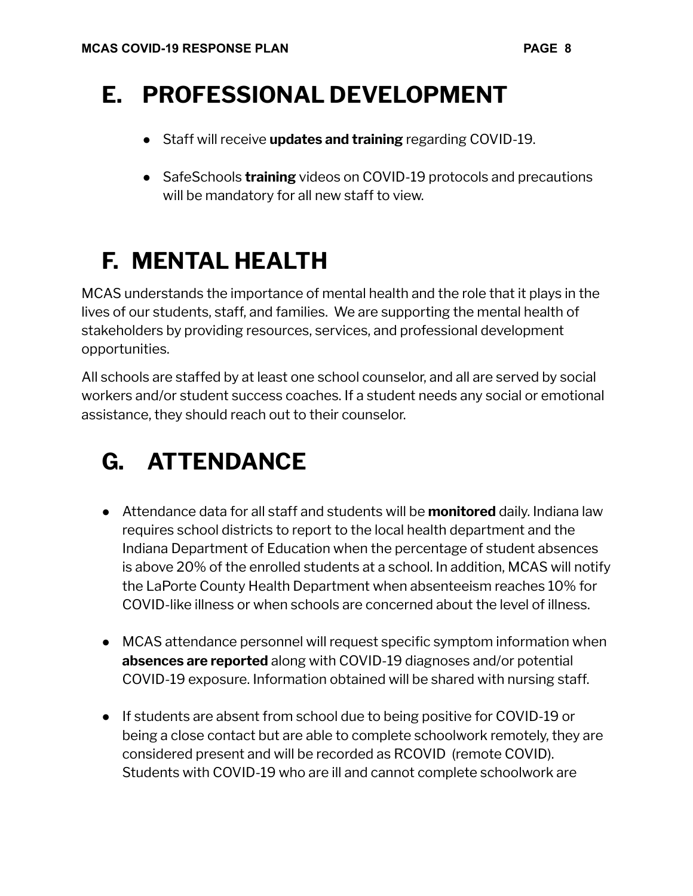# E. PROFESSIONAL DEVELOPMENT

- Staff will receive **updates and training** regarding COVID-19.

- SafeSchools **training** videos on COVID-19 protocols and precautions will be mandatory for all new staff to view.

# F. MENTAL HEALTH

MCAS understands the importance of mental health and the role that it plays in the lives of our students, staff, and families. We are supporting the mental health of stakeholders by providing resources, services, and professional development opportunities.

All schools are staffed by at least one school counselor, and all are served by social workers and/or student success coaches. If a student needs any social or emotional assistance, they should reach out to their counselor.

# G. ATTENDANCE

- Attendance data for all staff and students will be **monitored** daily. Indiana law requires school districts to report to the local health department and the Indiana Department of Education when the percentage of student absences is above 20% of the enrolled students at a school. In addition, MCAS will notify the LaPorte County Health Department when absenteeism reaches 10% for COVID-like illness or when schools are concerned about the level of illness.

- MCAS attendance personnel will request specific symptom information when **absences are reported** along with COVID-19 diagnoses and/or potential COVID-19 exposure. Information obtained will be shared with nursing staff.

- If students are absent from school due to being positive for COVID-19 or being a close contact but are able to complete schoolwork remotely, they are considered present and will be recorded as RCOVID (remote COVID). Students with COVID-19 who are ill and cannot complete schoolwork are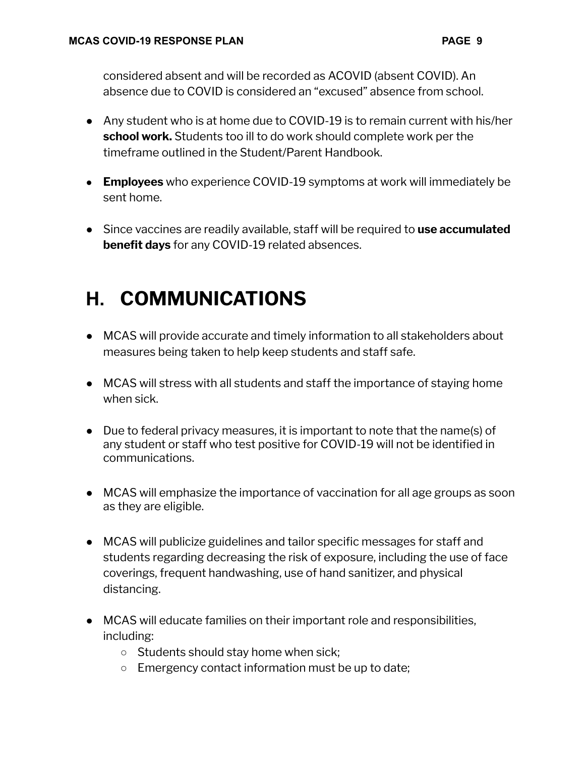considered absent and will be recorded as ACOVID (absent COVID). An absence due to COVID is considered an “excused” absence from school.

- Any student who is at home due to COVID-19 is to remain current with his/her **school work.** Students too ill to do work should complete work per the timeframe outlined in the Student/Parent Handbook.

- **Employees** who experience COVID-19 symptoms at work will immediately be sent home.

- Since vaccines are readily available, staff will be required to **use accumulated benefit days** for any COVID-19 related absences.

# H. COMMUNICATIONS

- MCAS will provide accurate and timely information to all stakeholders about measures being taken to help keep students and staff safe.

- MCAS will stress with all students and staff the importance of staying home when sick.

- Due to federal privacy measures, it is important to note that the name(s) of any student or staff who test positive for COVID-19 will not be identified in communications.

- MCAS will emphasize the importance of vaccination for all age groups as soon as they are eligible.

- MCAS will publicize guidelines and tailor specific messages for staff and students regarding decreasing the risk of exposure, including the use of face coverings, frequent handwashing, use of hand sanitizer, and physical distancing.

- MCAS will educate families on their important role and responsibilities, including:
  - Students should stay home when sick;
  - Emergency contact information must be up to date;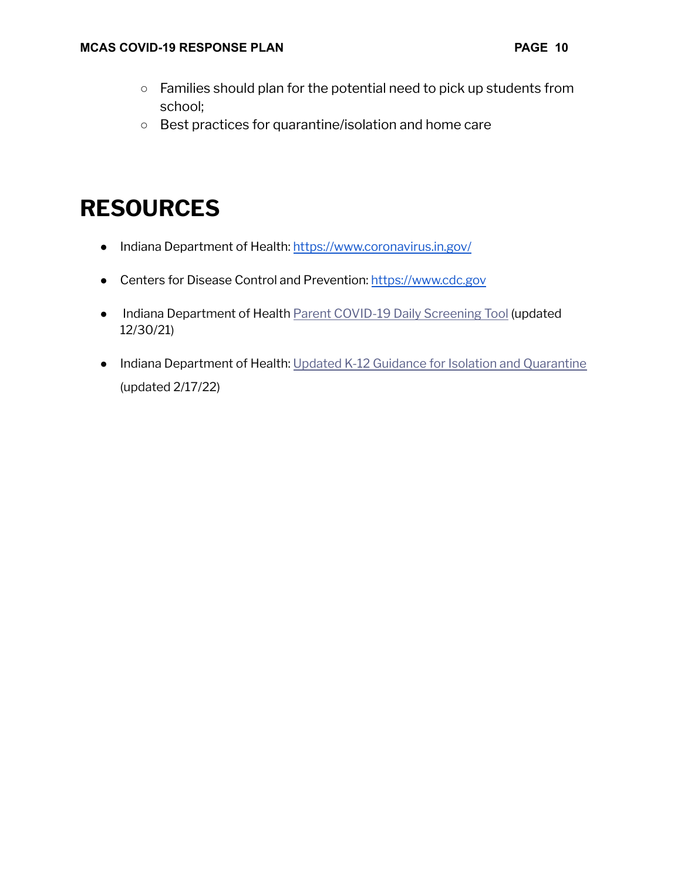- Families should plan for the potential need to pick up students from school;
  - Best practices for quarantine/isolation and home care

# RESOURCES

- Indiana Department of Health: https://www.coronavirus.in.gov/
- Centers for Disease Control and Prevention: https://www.cdc.gov
- Indiana Department of Health Parent COVID-19 Daily Screening Tool (updated 12/30/21)
- Indiana Department of Health: Updated K-12 Guidance for Isolation and Quarantine (updated 2/17/22)